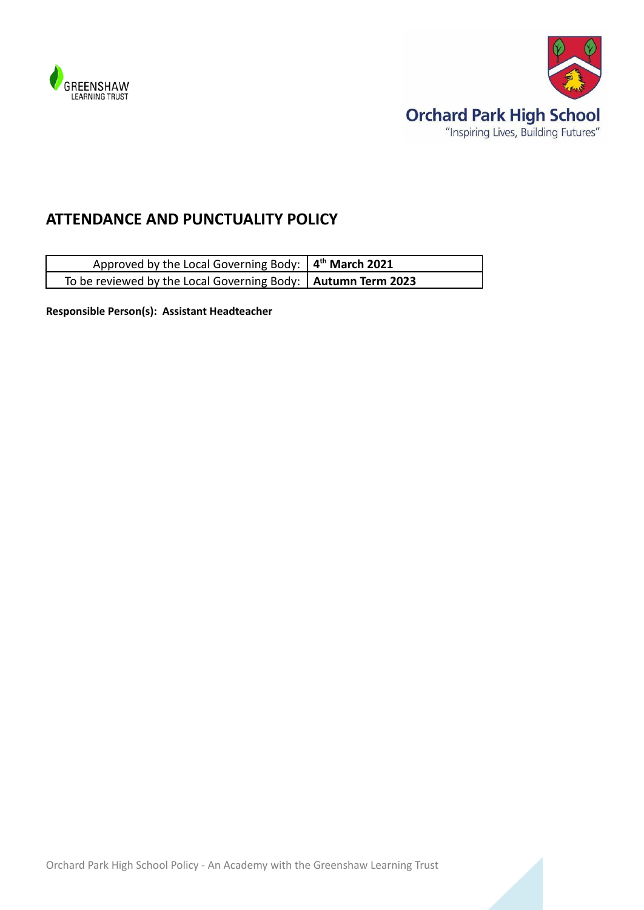GREENSHAW LEARNING TRUST

Orchard Park High School

"Inspiring Lives, Building Futures"

# ATTENDANCE AND PUNCTUALITY POLICY

| Approved by the Local Governing Body: | **4th March 2021** |
|---|---|
| To be reviewed by the Local Governing Body: | **Autumn Term 2023** |

**Responsible Person(s): Assistant Headteacher**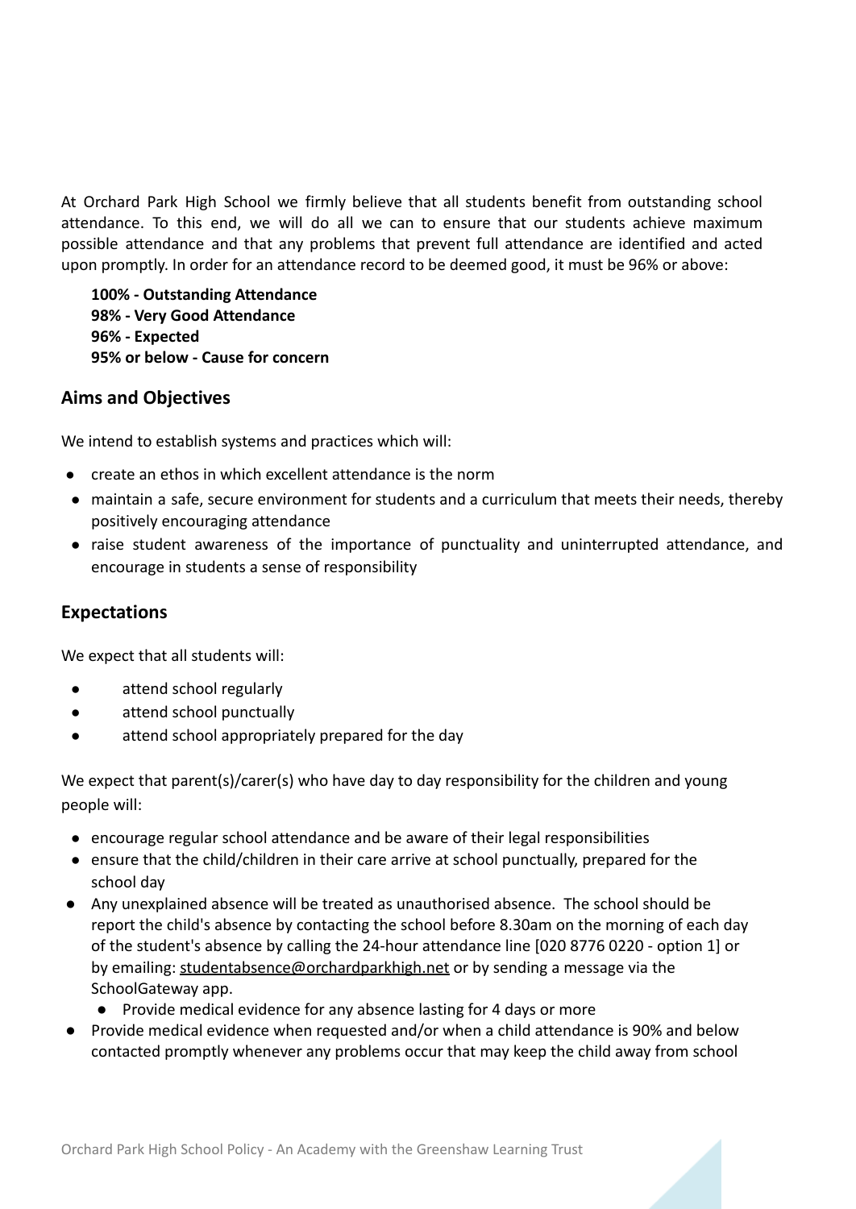At Orchard Park High School we firmly believe that all students benefit from outstanding school attendance. To this end, we will do all we can to ensure that our students achieve maximum possible attendance and that any problems that prevent full attendance are identified and acted upon promptly. In order for an attendance record to be deemed good, it must be 96% or above:

**100% - Outstanding Attendance**
**98% - Very Good Attendance**
**96% - Expected**
**95% or below - Cause for concern**

## Aims and Objectives

We intend to establish systems and practices which will:

- create an ethos in which excellent attendance is the norm
- maintain a safe, secure environment for students and a curriculum that meets their needs, thereby positively encouraging attendance
- raise student awareness of the importance of punctuality and uninterrupted attendance, and encourage in students a sense of responsibility

## Expectations

We expect that all students will:

- attend school regularly
- attend school punctually
- attend school appropriately prepared for the day

We expect that parent(s)/carer(s) who have day to day responsibility for the children and young people will:

- encourage regular school attendance and be aware of their legal responsibilities
- ensure that the child/children in their care arrive at school punctually, prepared for the school day
- Any unexplained absence will be treated as unauthorised absence. The school should be report the child's absence by contacting the school before 8.30am on the morning of each day of the student's absence by calling the 24-hour attendance line [020 8776 0220 - option 1] or by emailing: studentabsence@orchardparkhigh.net or by sending a message via the SchoolGateway app.
  - Provide medical evidence for any absence lasting for 4 days or more
- Provide medical evidence when requested and/or when a child attendance is 90% and below contacted promptly whenever any problems occur that may keep the child away from school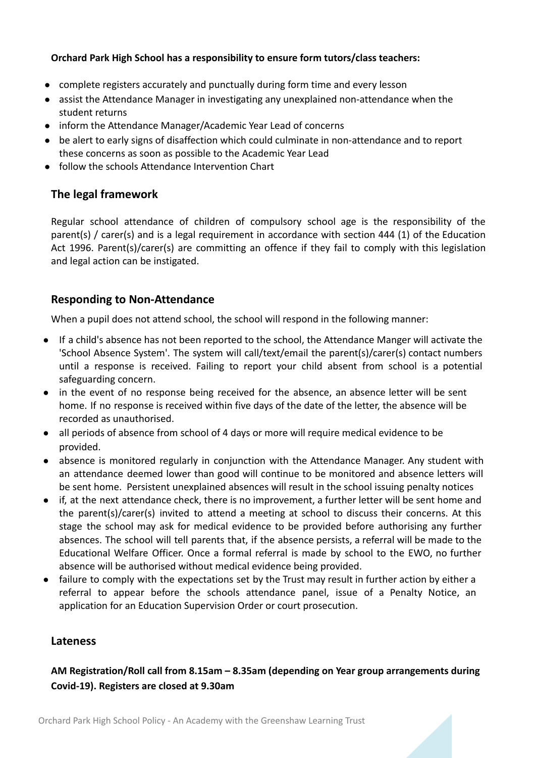**Orchard Park High School has a responsibility to ensure form tutors/class teachers:**

- complete registers accurately and punctually during form time and every lesson
- assist the Attendance Manager in investigating any unexplained non-attendance when the student returns
- inform the Attendance Manager/Academic Year Lead of concerns
- be alert to early signs of disaffection which could culminate in non-attendance and to report these concerns as soon as possible to the Academic Year Lead
- follow the schools Attendance Intervention Chart

## The legal framework

Regular school attendance of children of compulsory school age is the responsibility of the parent(s) / carer(s) and is a legal requirement in accordance with section 444 (1) of the Education Act 1996. Parent(s)/carer(s) are committing an offence if they fail to comply with this legislation and legal action can be instigated.

## Responding to Non-Attendance

When a pupil does not attend school, the school will respond in the following manner:

- If a child's absence has not been reported to the school, the Attendance Manger will activate the 'School Absence System'. The system will call/text/email the parent(s)/carer(s) contact numbers until a response is received. Failing to report your child absent from school is a potential safeguarding concern.
- in the event of no response being received for the absence, an absence letter will be sent home. If no response is received within five days of the date of the letter, the absence will be recorded as unauthorised.
- all periods of absence from school of 4 days or more will require medical evidence to be provided.
- absence is monitored regularly in conjunction with the Attendance Manager. Any student with an attendance deemed lower than good will continue to be monitored and absence letters will be sent home. Persistent unexplained absences will result in the school issuing penalty notices
- if, at the next attendance check, there is no improvement, a further letter will be sent home and the parent(s)/carer(s) invited to attend a meeting at school to discuss their concerns. At this stage the school may ask for medical evidence to be provided before authorising any further absences. The school will tell parents that, if the absence persists, a referral will be made to the Educational Welfare Officer. Once a formal referral is made by school to the EWO, no further absence will be authorised without medical evidence being provided.
- failure to comply with the expectations set by the Trust may result in further action by either a referral to appear before the schools attendance panel, issue of a Penalty Notice, an application for an Education Supervision Order or court prosecution.

## Lateness

**AM Registration/Roll call from 8.15am – 8.35am (depending on Year group arrangements during Covid-19). Registers are closed at 9.30am**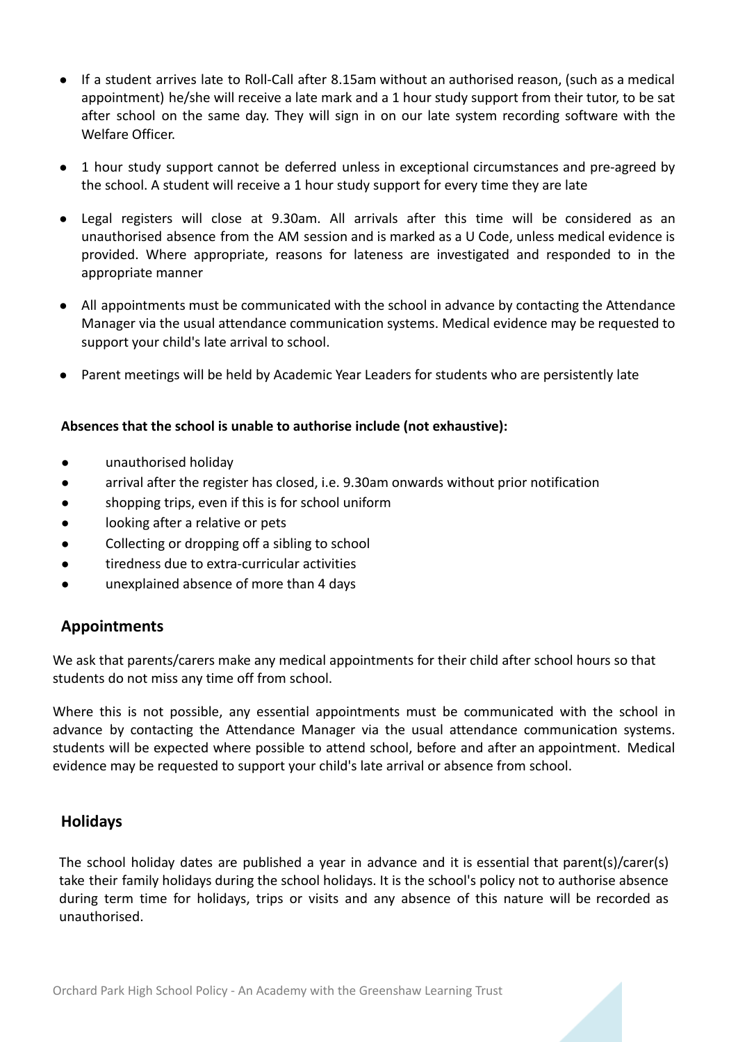- If a student arrives late to Roll-Call after 8.15am without an authorised reason, (such as a medical appointment) he/she will receive a late mark and a 1 hour study support from their tutor, to be sat after school on the same day. They will sign in on our late system recording software with the Welfare Officer.
- 1 hour study support cannot be deferred unless in exceptional circumstances and pre-agreed by the school. A student will receive a 1 hour study support for every time they are late
- Legal registers will close at 9.30am. All arrivals after this time will be considered as an unauthorised absence from the AM session and is marked as a U Code, unless medical evidence is provided. Where appropriate, reasons for lateness are investigated and responded to in the appropriate manner
- All appointments must be communicated with the school in advance by contacting the Attendance Manager via the usual attendance communication systems. Medical evidence may be requested to support your child's late arrival to school.
- Parent meetings will be held by Academic Year Leaders for students who are persistently late

**Absences that the school is unable to authorise include (not exhaustive):**

- unauthorised holiday
- arrival after the register has closed, i.e. 9.30am onwards without prior notification
- shopping trips, even if this is for school uniform
- looking after a relative or pets
- Collecting or dropping off a sibling to school
- tiredness due to extra-curricular activities
- unexplained absence of more than 4 days

## Appointments

We ask that parents/carers make any medical appointments for their child after school hours so that students do not miss any time off from school.

Where this is not possible, any essential appointments must be communicated with the school in advance by contacting the Attendance Manager via the usual attendance communication systems. students will be expected where possible to attend school, before and after an appointment. Medical evidence may be requested to support your child's late arrival or absence from school.

## Holidays

The school holiday dates are published a year in advance and it is essential that parent(s)/carer(s) take their family holidays during the school holidays. It is the school's policy not to authorise absence during term time for holidays, trips or visits and any absence of this nature will be recorded as unauthorised.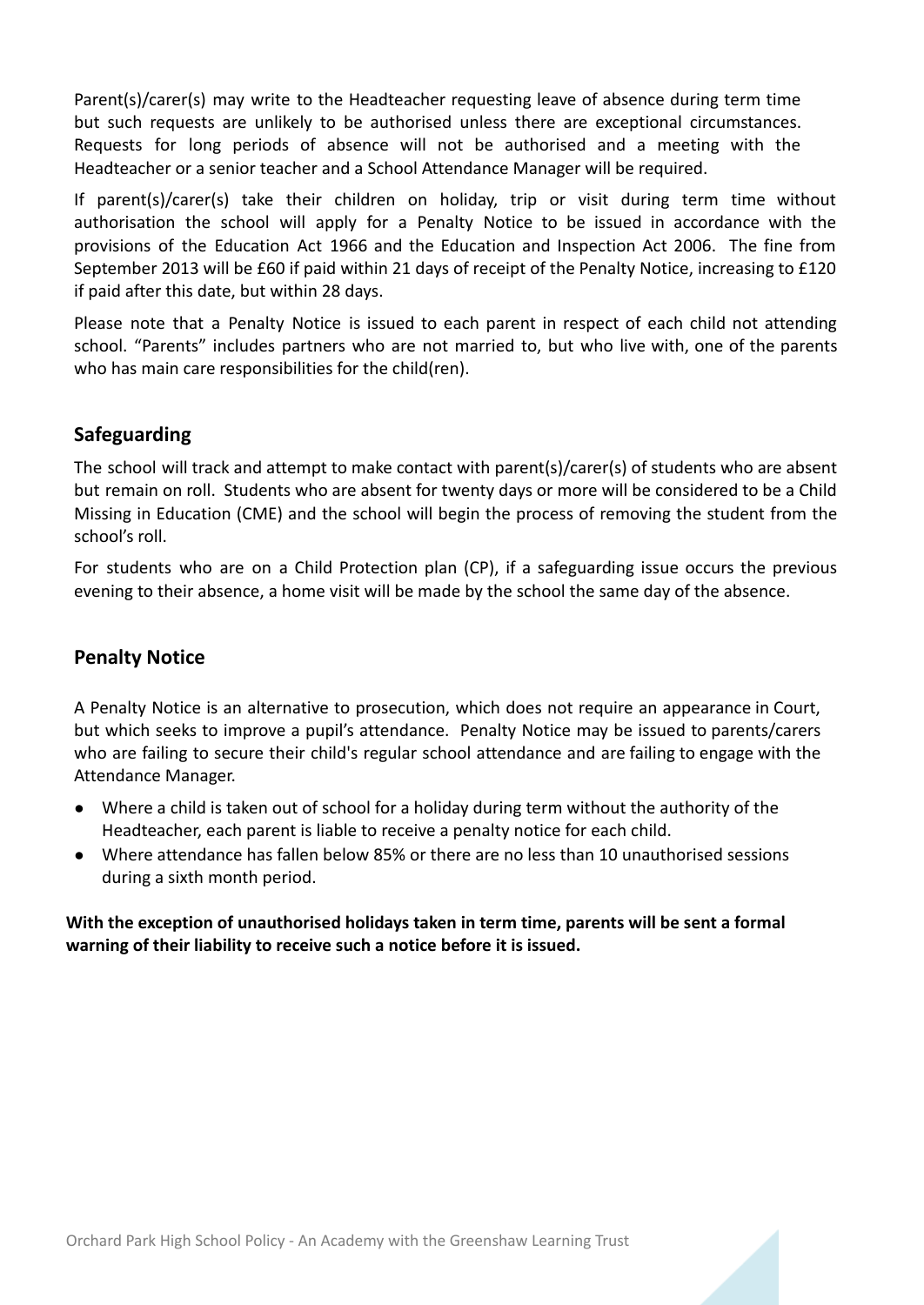Parent(s)/carer(s) may write to the Headteacher requesting leave of absence during term time but such requests are unlikely to be authorised unless there are exceptional circumstances. Requests for long periods of absence will not be authorised and a meeting with the Headteacher or a senior teacher and a School Attendance Manager will be required.

If parent(s)/carer(s) take their children on holiday, trip or visit during term time without authorisation the school will apply for a Penalty Notice to be issued in accordance with the provisions of the Education Act 1966 and the Education and Inspection Act 2006. The fine from September 2013 will be £60 if paid within 21 days of receipt of the Penalty Notice, increasing to £120 if paid after this date, but within 28 days.

Please note that a Penalty Notice is issued to each parent in respect of each child not attending school. "Parents" includes partners who are not married to, but who live with, one of the parents who has main care responsibilities for the child(ren).

## Safeguarding

The school will track and attempt to make contact with parent(s)/carer(s) of students who are absent but remain on roll. Students who are absent for twenty days or more will be considered to be a Child Missing in Education (CME) and the school will begin the process of removing the student from the school's roll.

For students who are on a Child Protection plan (CP), if a safeguarding issue occurs the previous evening to their absence, a home visit will be made by the school the same day of the absence.

## Penalty Notice

A Penalty Notice is an alternative to prosecution, which does not require an appearance in Court, but which seeks to improve a pupil's attendance. Penalty Notice may be issued to parents/carers who are failing to secure their child's regular school attendance and are failing to engage with the Attendance Manager.

- Where a child is taken out of school for a holiday during term without the authority of the Headteacher, each parent is liable to receive a penalty notice for each child.
- Where attendance has fallen below 85% or there are no less than 10 unauthorised sessions during a sixth month period.

**With the exception of unauthorised holidays taken in term time, parents will be sent a formal warning of their liability to receive such a notice before it is issued.**